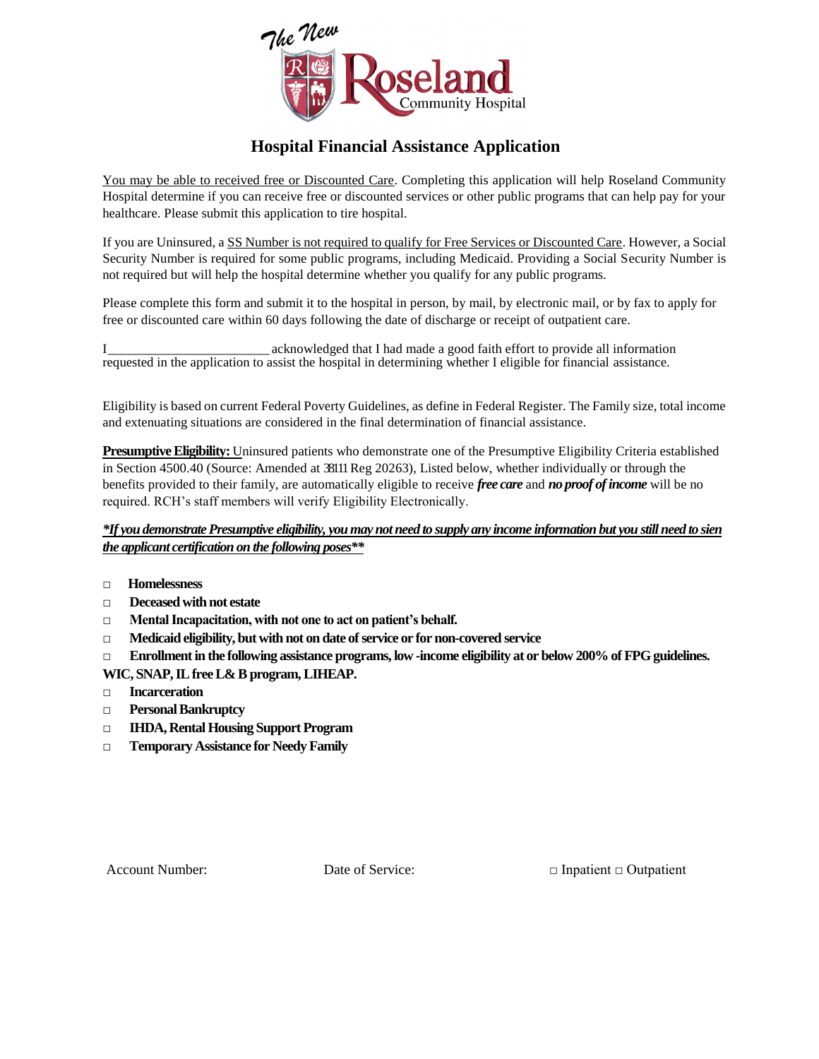The New Roseland Community Hospital

# Hospital Financial Assistance Application

You may be able to received free or Discounted Care. Completing this application will help Roseland Community Hospital determine if you can receive free or discounted services or other public programs that can help pay for your healthcare. Please submit this application to tire hospital.

If you are Uninsured, a SS Number is not required to qualify for Free Services or Discounted Care. However, a Social Security Number is required for some public programs, including Medicaid. Providing a Social Security Number is not required but will help the hospital determine whether you qualify for any public programs.

Please complete this form and submit it to the hospital in person, by mail, by electronic mail, or by fax to apply for free or discounted care within 60 days following the date of discharge or receipt of outpatient care.

I________________________ acknowledged that I had made a good faith effort to provide all information requested in the application to assist the hospital in determining whether I eligible for financial assistance.

Eligibility is based on current Federal Poverty Guidelines, as define in Federal Register. The Family size, total income and extenuating situations are considered in the final determination of financial assistance.

**Presumptive Eligibility:** Uninsured patients who demonstrate one of the Presumptive Eligibility Criteria established in Section 4500.40 (Source: Amended at 38 I11 Reg 20263), Listed below, whether individually or through the benefits provided to their family, are automatically eligible to receive ***free care*** and ***no proof of income*** will be no required. RCH's staff members will verify Eligibility Electronically.

***\*If you demonstrate Presumptive eligibility, you may not need to supply any income information but you still need to sien the applicant certification on the following poses\*\****

- □ **Homelessness**
- □ **Deceased with not estate**
- □ **Mental Incapacitation, with not one to act on patient's behalf.**
- □ **Medicaid eligibility, but with not on date of service or for non-covered service**
- □ **Enrollment in the following assistance programs, low -income eligibility at or below 200% of FPG guidelines. WIC, SNAP, IL free L& B program, LIHEAP.**
- □ **Incarceration**
- □ **Personal Bankruptcy**
- □ **IHDA, Rental Housing Support Program**
- □ **Temporary Assistance for Needy Family**

Account Number: Date of Service: □ Inpatient □ Outpatient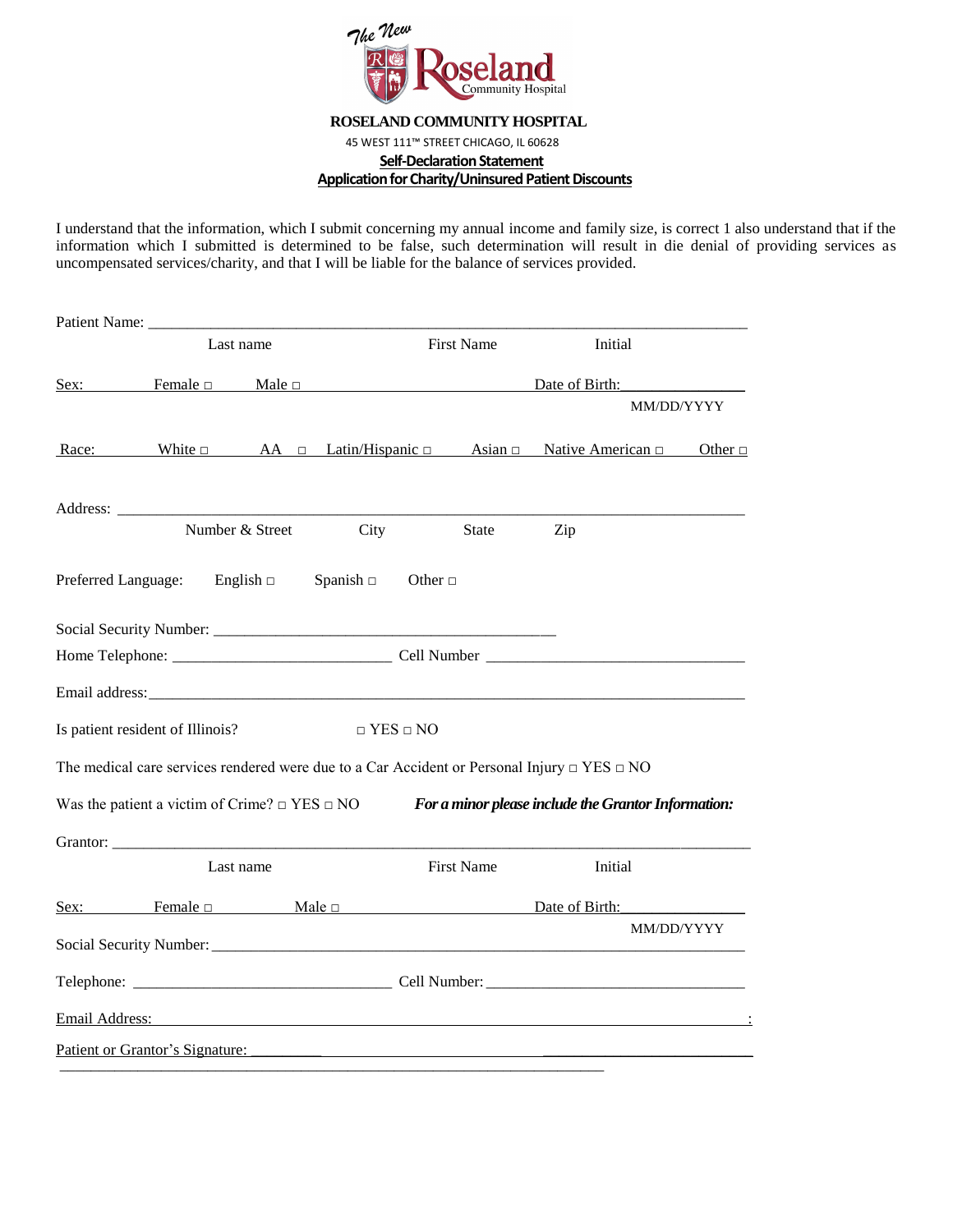The New Roseland Community Hospital

**ROSELAND COMMUNITY HOSPITAL**

45 WEST 111™ STREET CHICAGO, IL 60628

**Self-Declaration Statement**

**Application for Charity/Uninsured Patient Discounts**

I understand that the information, which I submit concerning my annual income and family size, is correct 1 also understand that if the information which I submitted is determined to be false, such determination will result in die denial of providing services as uncompensated services/charity, and that I will be liable for the balance of services provided.

Patient Name: ___________________________________________________________________________

Last name First Name Initial

Sex: Female □ Male □ Date of Birth: _______________

MM/DD/YYYY

Race: White □ AA □ Latin/Hispanic □ Asian □ Native American □ Other □

Address: ________________________________________________________________________________

Number & Street City State Zip

Preferred Language: English □ Spanish □ Other □

Social Security Number: ___________________________________________

Home Telephone: ____________________________ Cell Number ________________________________

Email address: ____________________________________________________________________________

Is patient resident of Illinois? □ YES □ NO

The medical care services rendered were due to a Car Accident or Personal Injury □ YES □ NO

Was the patient a victim of Crime? □ YES □ NO ***For a minor please include the Grantor Information:***

Grantor: _________________________________________________________________________________

Last name First Name Initial

Sex: Female □ Male □ Date of Birth: _______________

MM/DD/YYYY

Social Security Number: ____________________________________________________________________

Telephone: _________________________________ Cell Number: _________________________________

Email Address: ____________________________________________________________________________

Patient or Grantor's Signature: ______________________________________________________________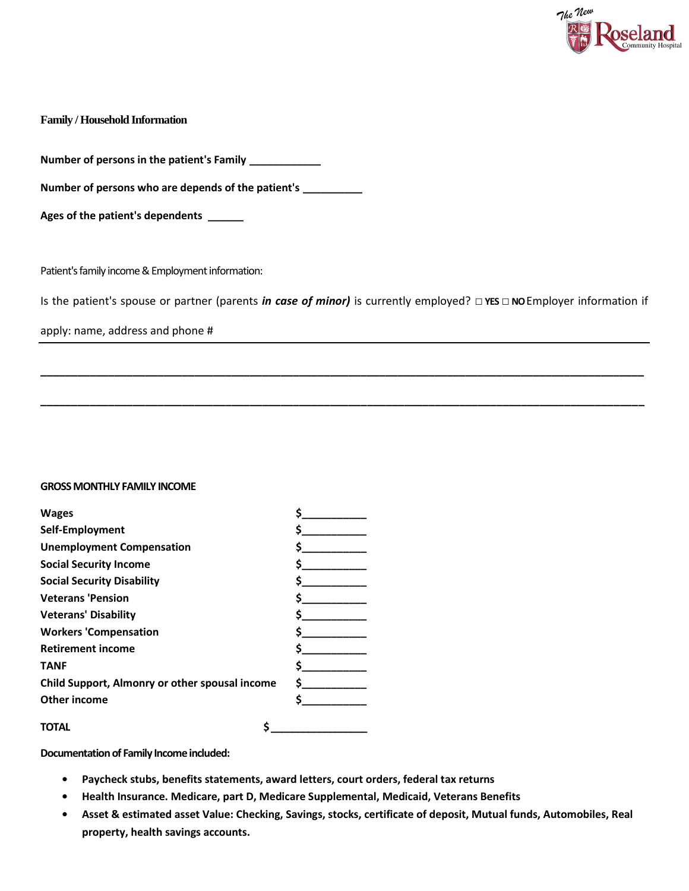**Family / Household Information**

**Number of persons in the patient's Family ____________**

**Number of persons who are depends of the patient's __________**

**Ages of the patient's dependents ______**

Patient's family income & Employment information:

Is the patient's spouse or partner (parents ***in case of minor)*** is currently employed? □ **YES** □ **NO** Employer information if apply: name, address and phone #

_______________________________________________________________________________________________

_______________________________________________________________________________________________

_______________________________________________________________________________________________

**GROSS MONTHLY FAMILY INCOME**

| | |
|---|---|
| **Wages** | **$__________** |
| **Self-Employment** | **$__________** |
| **Unemployment Compensation** | **$__________** |
| **Social Security Income** | **$__________** |
| **Social Security Disability** | **$__________** |
| **Veterans 'Pension** | **$__________** |
| **Veterans' Disability** | **$__________** |
| **Workers 'Compensation** | **$__________** |
| **Retirement income** | **$__________** |
| **TANF** | **$__________** |
| **Child Support, Almorny or other spousal income** | **$__________** |
| **Other income** | **$__________** |
| **TOTAL** | **$ ________________** |

**Documentation of Family Income included:**

- **Paycheck stubs, benefits statements, award letters, court orders, federal tax returns**
- **Health Insurance. Medicare, part D, Medicare Supplemental, Medicaid, Veterans Benefits**
- **Asset & estimated asset Value: Checking, Savings, stocks, certificate of deposit, Mutual funds, Automobiles, Real property, health savings accounts.**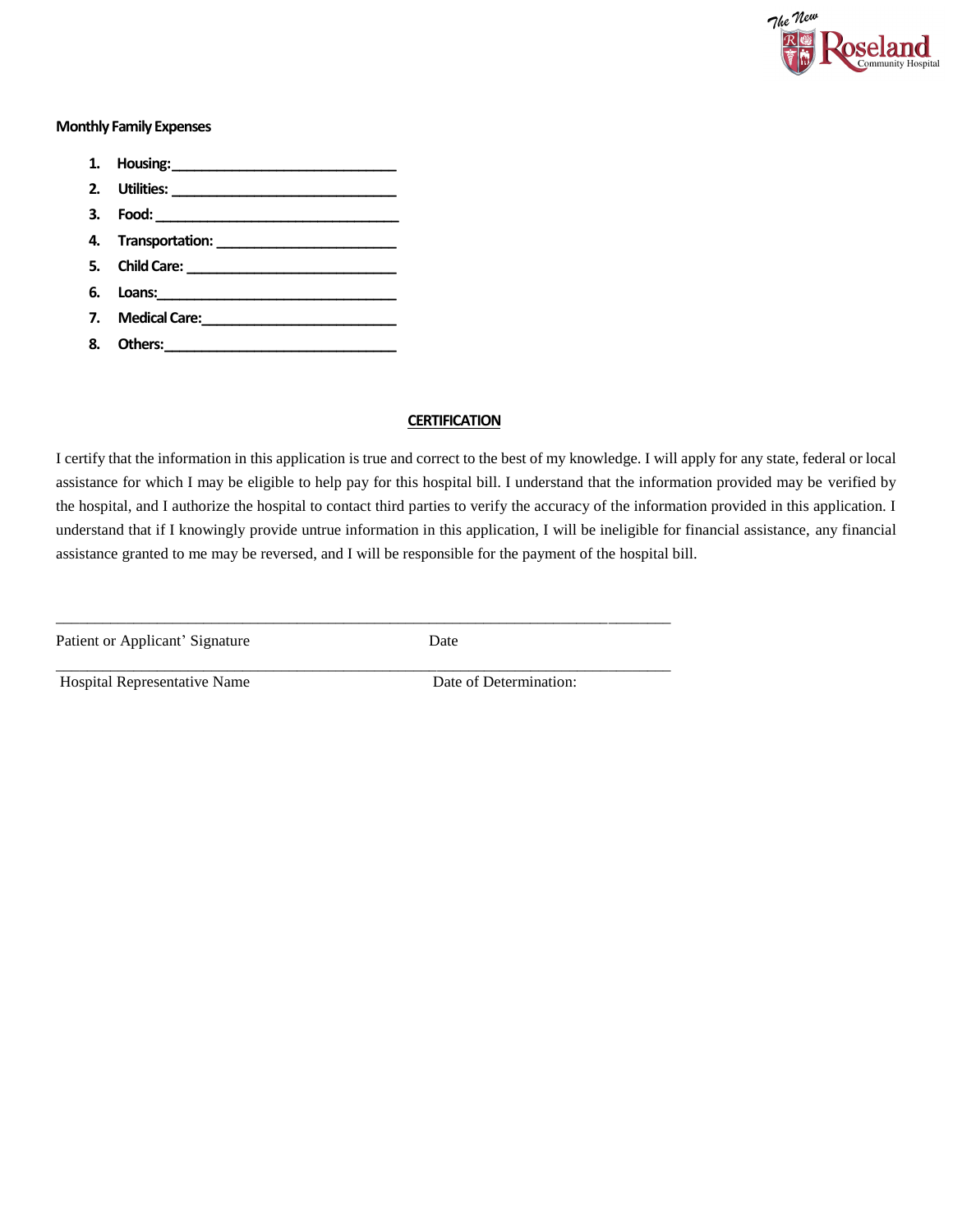**Monthly Family Expenses**

1. **Housing:** ____________________________
2. **Utilities:** ____________________________
3. **Food:** ________________________________
4. **Transportation:** ______________________
5. **Child Care:** __________________________
6. **Loans:** ______________________________
7. **Medical Care:** ________________________
8. **Others:** _____________________________

**CERTIFICATION**

I certify that the information in this application is true and correct to the best of my knowledge. I will apply for any state, federal or local assistance for which I may be eligible to help pay for this hospital bill. I understand that the information provided may be verified by the hospital, and I authorize the hospital to contact third parties to verify the accuracy of the information provided in this application. I understand that if I knowingly provide untrue information in this application, I will be ineligible for financial assistance, any financial assistance granted to me may be reversed, and I will be responsible for the payment of the hospital bill.

_______________________________________________________________________________

Patient or Applicant' Signature                                   Date

_______________________________________________________________________________

Hospital Representative Name                                   Date of Determination: